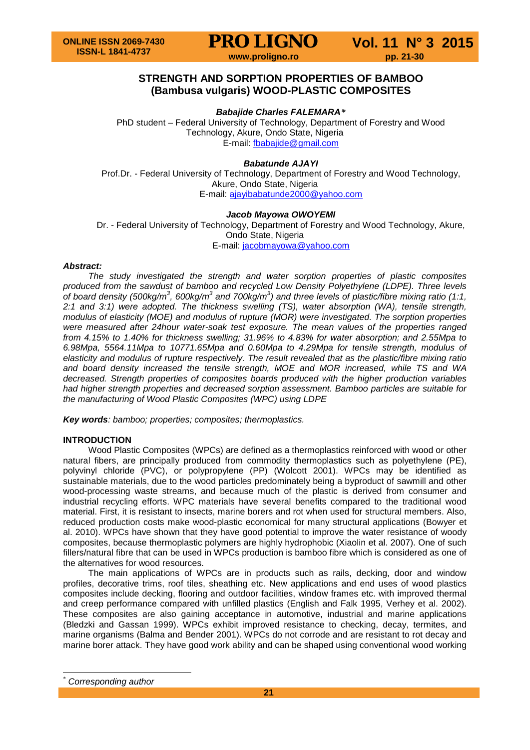# STRENGTH AND SORPTION PROPERTIES OF BAMBOO (Bambusa vulgaris) WOOD-PLASTIC COMPOSITES

***Babajide Charles FALEMARA\****

PhD student – Federal University of Technology, Department of Forestry and Wood Technology, Akure, Ondo State, Nigeria
E-mail: fbabajide@gmail.com

***Babatunde AJAYI***

Prof.Dr. - Federal University of Technology, Department of Forestry and Wood Technology, Akure, Ondo State, Nigeria
E-mail: ajayibabatunde2000@yahoo.com

***Jacob Mayowa OWOYEMI***

Dr. - Federal University of Technology, Department of Forestry and Wood Technology, Akure, Ondo State, Nigeria
E-mail: jacobmayowa@yahoo.com

***Abstract:***

*The study investigated the strength and water sorption properties of plastic composites produced from the sawdust of bamboo and recycled Low Density Polyethylene (LDPE). Three levels of board density (500kg/m$^3$, 600kg/m$^3$ and 700kg/m$^3$) and three levels of plastic/fibre mixing ratio (1:1, 2:1 and 3:1) were adopted. The thickness swelling (TS), water absorption (WA), tensile strength, modulus of elasticity (MOE) and modulus of rupture (MOR) were investigated. The sorption properties were measured after 24hour water-soak test exposure. The mean values of the properties ranged from 4.15% to 1.40% for thickness swelling; 31.96% to 4.83% for water absorption; and 2.55Mpa to 6.98Mpa, 5564.11Mpa to 10771.65Mpa and 0.60Mpa to 4.29Mpa for tensile strength, modulus of elasticity and modulus of rupture respectively. The result revealed that as the plastic/fibre mixing ratio and board density increased the tensile strength, MOE and MOR increased, while TS and WA decreased. Strength properties of composites boards produced with the higher production variables had higher strength properties and decreased sorption assessment. Bamboo particles are suitable for the manufacturing of Wood Plastic Composites (WPC) using LDPE*

***Key words****: bamboo; properties; composites; thermoplastics.*

## INTRODUCTION

Wood Plastic Composites (WPCs) are defined as a thermoplastics reinforced with wood or other natural fibers, are principally produced from commodity thermoplastics such as polyethylene (PE), polyvinyl chloride (PVC), or polypropylene (PP) (Wolcott 2001). WPCs may be identified as sustainable materials, due to the wood particles predominately being a byproduct of sawmill and other wood-processing waste streams, and because much of the plastic is derived from consumer and industrial recycling efforts. WPC materials have several benefits compared to the traditional wood material. First, it is resistant to insects, marine borers and rot when used for structural members. Also, reduced production costs make wood-plastic economical for many structural applications (Bowyer et al. 2010). WPCs have shown that they have good potential to improve the water resistance of woody composites, because thermoplastic polymers are highly hydrophobic (Xiaolin et al. 2007). One of such fillers/natural fibre that can be used in WPCs production is bamboo fibre which is considered as one of the alternatives for wood resources.

The main applications of WPCs are in products such as rails, decking, door and window profiles, decorative trims, roof tiles, sheathing etc. New applications and end uses of wood plastics composites include decking, flooring and outdoor facilities, window frames etc. with improved thermal and creep performance compared with unfilled plastics (English and Falk 1995, Verhey et al. 2002). These composites are also gaining acceptance in automotive, industrial and marine applications (Bledzki and Gassan 1999). WPCs exhibit improved resistance to checking, decay, termites, and marine organisms (Balma and Bender 2001). WPCs do not corrode and are resistant to rot decay and marine borer attack. They have good work ability and can be shaped using conventional wood working

\* *Corresponding author*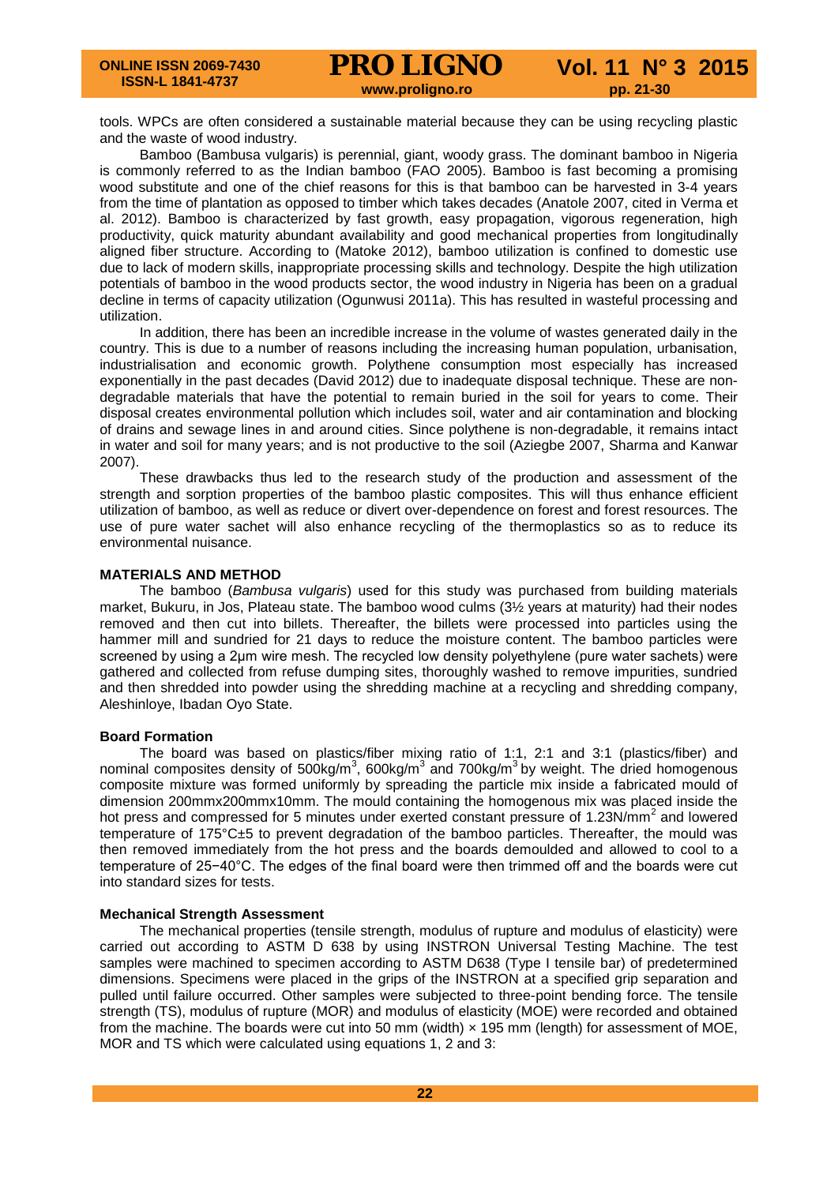tools. WPCs are often considered a sustainable material because they can be using recycling plastic and the waste of wood industry.

Bamboo (Bambusa vulgaris) is perennial, giant, woody grass. The dominant bamboo in Nigeria is commonly referred to as the Indian bamboo (FAO 2005). Bamboo is fast becoming a promising wood substitute and one of the chief reasons for this is that bamboo can be harvested in 3-4 years from the time of plantation as opposed to timber which takes decades (Anatole 2007, cited in Verma et al. 2012). Bamboo is characterized by fast growth, easy propagation, vigorous regeneration, high productivity, quick maturity abundant availability and good mechanical properties from longitudinally aligned fiber structure. According to (Matoke 2012), bamboo utilization is confined to domestic use due to lack of modern skills, inappropriate processing skills and technology. Despite the high utilization potentials of bamboo in the wood products sector, the wood industry in Nigeria has been on a gradual decline in terms of capacity utilization (Ogunwusi 2011a). This has resulted in wasteful processing and utilization.

In addition, there has been an incredible increase in the volume of wastes generated daily in the country. This is due to a number of reasons including the increasing human population, urbanisation, industrialisation and economic growth. Polythene consumption most especially has increased exponentially in the past decades (David 2012) due to inadequate disposal technique. These are non-degradable materials that have the potential to remain buried in the soil for years to come. Their disposal creates environmental pollution which includes soil, water and air contamination and blocking of drains and sewage lines in and around cities. Since polythene is non-degradable, it remains intact in water and soil for many years; and is not productive to the soil (Aziegbe 2007, Sharma and Kanwar 2007).

These drawbacks thus led to the research study of the production and assessment of the strength and sorption properties of the bamboo plastic composites. This will thus enhance efficient utilization of bamboo, as well as reduce or divert over-dependence on forest and forest resources. The use of pure water sachet will also enhance recycling of the thermoplastics so as to reduce its environmental nuisance.

## MATERIALS AND METHOD

The bamboo (*Bambusa vulgaris*) used for this study was purchased from building materials market, Bukuru, in Jos, Plateau state. The bamboo wood culms (3½ years at maturity) had their nodes removed and then cut into billets. Thereafter, the billets were processed into particles using the hammer mill and sundried for 21 days to reduce the moisture content. The bamboo particles were screened by using a 2μm wire mesh. The recycled low density polyethylene (pure water sachets) were gathered and collected from refuse dumping sites, thoroughly washed to remove impurities, sundried and then shredded into powder using the shredding machine at a recycling and shredding company, Aleshinloye, Ibadan Oyo State.

### Board Formation

The board was based on plastics/fiber mixing ratio of 1:1, 2:1 and 3:1 (plastics/fiber) and nominal composites density of 500kg/m$^3$, 600kg/m$^3$ and 700kg/m$^3$ by weight. The dried homogenous composite mixture was formed uniformly by spreading the particle mix inside a fabricated mould of dimension 200mmx200mmx10mm. The mould containing the homogenous mix was placed inside the hot press and compressed for 5 minutes under exerted constant pressure of 1.23N/mm$^2$ and lowered temperature of 175°C±5 to prevent degradation of the bamboo particles. Thereafter, the mould was then removed immediately from the hot press and the boards demoulded and allowed to cool to a temperature of 25−40°C. The edges of the final board were then trimmed off and the boards were cut into standard sizes for tests.

### Mechanical Strength Assessment

The mechanical properties (tensile strength, modulus of rupture and modulus of elasticity) were carried out according to ASTM D 638 by using INSTRON Universal Testing Machine. The test samples were machined to specimen according to ASTM D638 (Type I tensile bar) of predetermined dimensions. Specimens were placed in the grips of the INSTRON at a specified grip separation and pulled until failure occurred. Other samples were subjected to three-point bending force. The tensile strength (TS), modulus of rupture (MOR) and modulus of elasticity (MOE) were recorded and obtained from the machine. The boards were cut into 50 mm (width) × 195 mm (length) for assessment of MOE, MOR and TS which were calculated using equations 1, 2 and 3: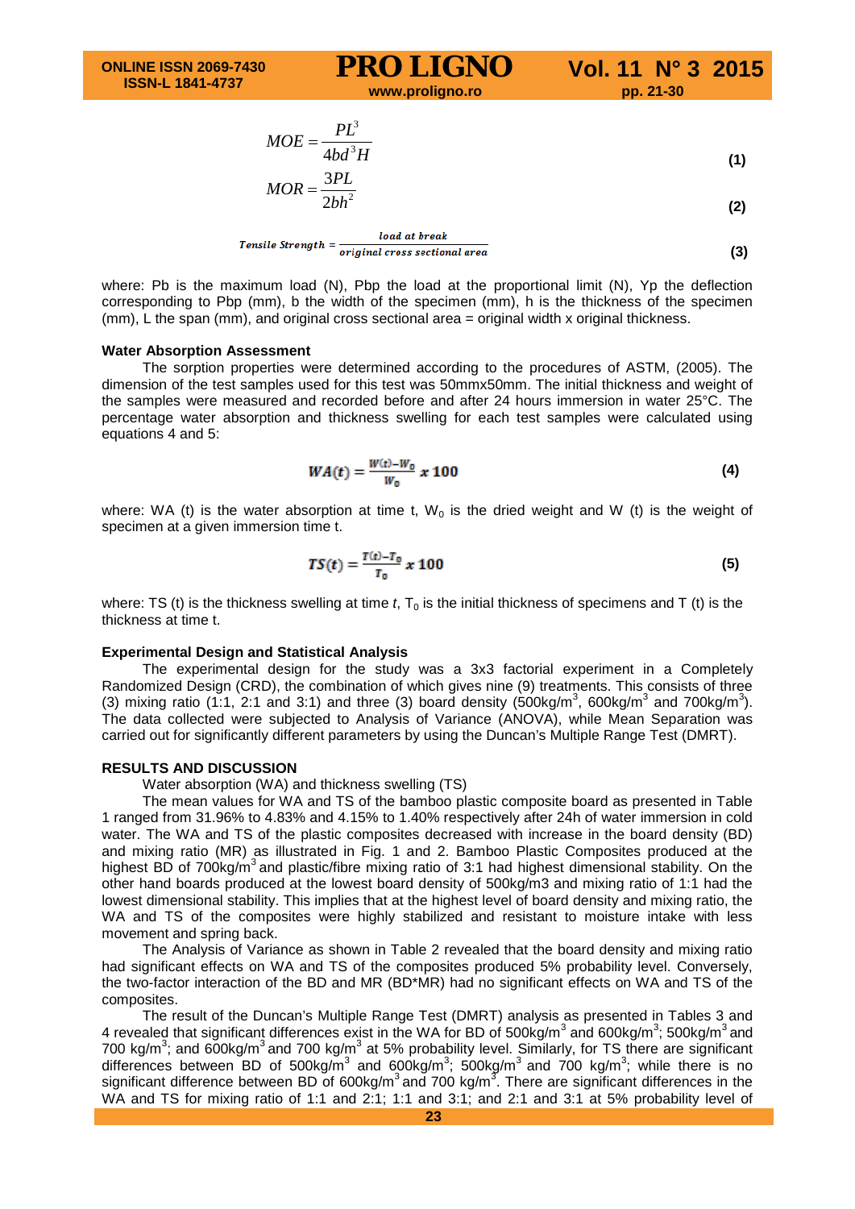$$MOE = \frac{PL^3}{4bd^3H} \quad (1)$$

$$MOR = \frac{3PL}{2bh^2} \quad (2)$$

$$Tensile\ Strength = \frac{load\ at\ break}{original\ cross\ sectional\ area} \quad (3)$$

where: Pb is the maximum load (N), Pbp the load at the proportional limit (N), Yp the deflection corresponding to Pbp (mm), b the width of the specimen (mm), h is the thickness of the specimen (mm), L the span (mm), and original cross sectional area = original width x original thickness.

**Water Absorption Assessment**

The sorption properties were determined according to the procedures of ASTM, (2005). The dimension of the test samples used for this test was 50mmx50mm. The initial thickness and weight of the samples were measured and recorded before and after 24 hours immersion in water 25°C. The percentage water absorption and thickness swelling for each test samples were calculated using equations 4 and 5:

$$WA(t) = \frac{W(t)-W_0}{W_0} x\,100 \quad (4)$$

where: WA (t) is the water absorption at time t, $W_0$ is the dried weight and W (t) is the weight of specimen at a given immersion time t.

$$TS(t) = \frac{T(t)-T_0}{T_0} x\,100 \quad (5)$$

where: TS (t) is the thickness swelling at time *t*, $T_0$ is the initial thickness of specimens and T (t) is the thickness at time t.

**Experimental Design and Statistical Analysis**

The experimental design for the study was a 3x3 factorial experiment in a Completely Randomized Design (CRD), the combination of which gives nine (9) treatments. This consists of three (3) mixing ratio (1:1, 2:1 and 3:1) and three (3) board density (500kg/m$^3$, 600kg/m$^3$ and 700kg/m$^3$). The data collected were subjected to Analysis of Variance (ANOVA), while Mean Separation was carried out for significantly different parameters by using the Duncan's Multiple Range Test (DMRT).

**RESULTS AND DISCUSSION**

Water absorption (WA) and thickness swelling (TS)

The mean values for WA and TS of the bamboo plastic composite board as presented in Table 1 ranged from 31.96% to 4.83% and 4.15% to 1.40% respectively after 24h of water immersion in cold water. The WA and TS of the plastic composites decreased with increase in the board density (BD) and mixing ratio (MR) as illustrated in Fig. 1 and 2. Bamboo Plastic Composites produced at the highest BD of 700kg/m$^3$ and plastic/fibre mixing ratio of 3:1 had highest dimensional stability. On the other hand boards produced at the lowest board density of 500kg/m$^3$ and mixing ratio of 1:1 had the lowest dimensional stability. This implies that at the highest level of board density and mixing ratio, the WA and TS of the composites were highly stabilized and resistant to moisture intake with less movement and spring back.

The Analysis of Variance as shown in Table 2 revealed that the board density and mixing ratio had significant effects on WA and TS of the composites produced 5% probability level. Conversely, the two-factor interaction of the BD and MR (BD*MR) had no significant effects on WA and TS of the composites.

The result of the Duncan's Multiple Range Test (DMRT) analysis as presented in Tables 3 and 4 revealed that significant differences exist in the WA for BD of 500kg/m$^3$ and 600kg/m$^3$; 500kg/m$^3$ and 700 kg/m$^3$; and 600kg/m$^3$ and 700 kg/m$^3$ at 5% probability level. Similarly, for TS there are significant differences between BD of 500kg/m$^3$ and 600kg/m$^3$; 500kg/m$^3$ and 700 kg/m$^3$; while there is no significant difference between BD of 600kg/m$^3$ and 700 kg/m$^3$. There are significant differences in the WA and TS for mixing ratio of 1:1 and 2:1; 1:1 and 3:1; and 2:1 and 3:1 at 5% probability level of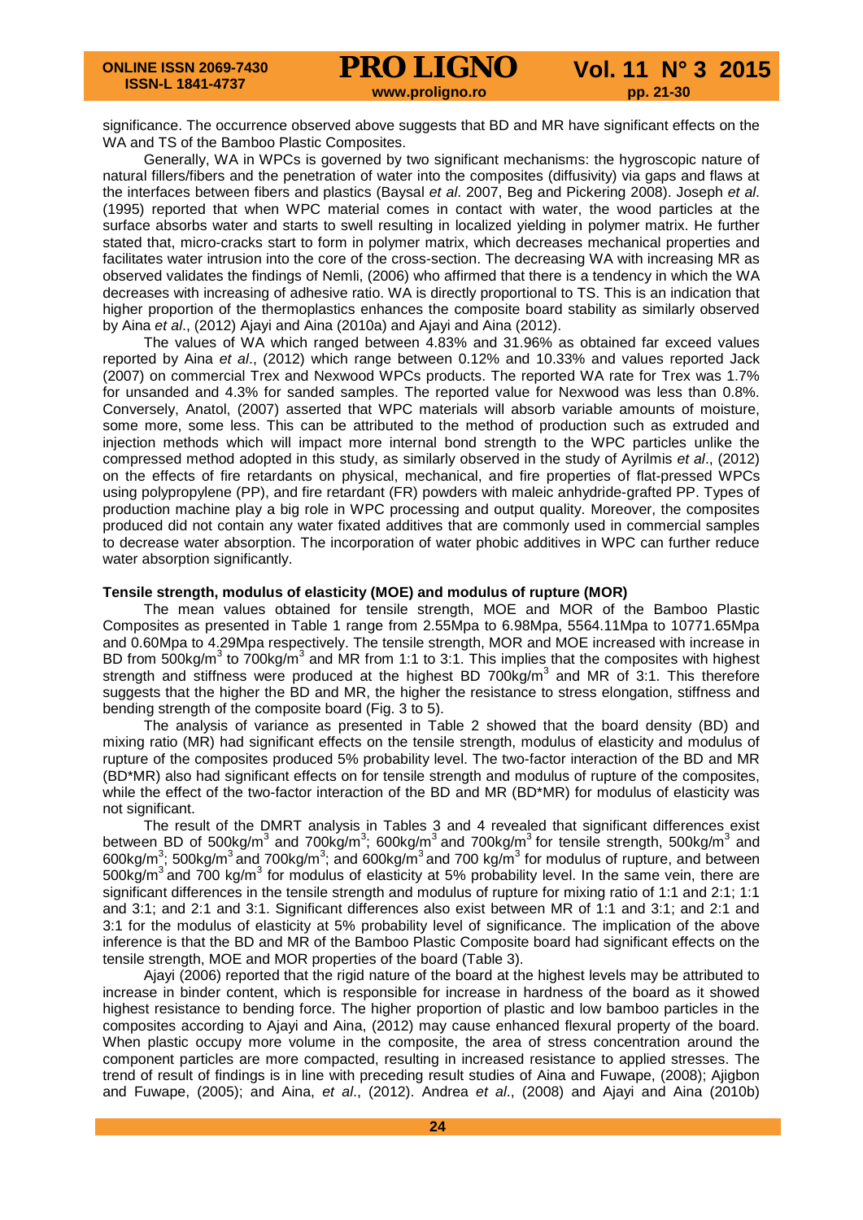significance. The occurrence observed above suggests that BD and MR have significant effects on the WA and TS of the Bamboo Plastic Composites.

Generally, WA in WPCs is governed by two significant mechanisms: the hygroscopic nature of natural fillers/fibers and the penetration of water into the composites (diffusivity) via gaps and flaws at the interfaces between fibers and plastics (Baysal *et al*. 2007, Beg and Pickering 2008). Joseph *et al*. (1995) reported that when WPC material comes in contact with water, the wood particles at the surface absorbs water and starts to swell resulting in localized yielding in polymer matrix. He further stated that, micro-cracks start to form in polymer matrix, which decreases mechanical properties and facilitates water intrusion into the core of the cross-section. The decreasing WA with increasing MR as observed validates the findings of Nemli, (2006) who affirmed that there is a tendency in which the WA decreases with increasing of adhesive ratio. WA is directly proportional to TS. This is an indication that higher proportion of the thermoplastics enhances the composite board stability as similarly observed by Aina *et al*., (2012) Ajayi and Aina (2010a) and Ajayi and Aina (2012).

The values of WA which ranged between 4.83% and 31.96% as obtained far exceed values reported by Aina *et al*., (2012) which range between 0.12% and 10.33% and values reported Jack (2007) on commercial Trex and Nexwood WPCs products. The reported WA rate for Trex was 1.7% for unsanded and 4.3% for sanded samples. The reported value for Nexwood was less than 0.8%. Conversely, Anatol, (2007) asserted that WPC materials will absorb variable amounts of moisture, some more, some less. This can be attributed to the method of production such as extruded and injection methods which will impact more internal bond strength to the WPC particles unlike the compressed method adopted in this study, as similarly observed in the study of Ayrilmis *et al*., (2012) on the effects of fire retardants on physical, mechanical, and fire properties of flat-pressed WPCs using polypropylene (PP), and fire retardant (FR) powders with maleic anhydride-grafted PP. Types of production machine play a big role in WPC processing and output quality. Moreover, the composites produced did not contain any water fixated additives that are commonly used in commercial samples to decrease water absorption. The incorporation of water phobic additives in WPC can further reduce water absorption significantly.

**Tensile strength, modulus of elasticity (MOE) and modulus of rupture (MOR)**

The mean values obtained for tensile strength, MOE and MOR of the Bamboo Plastic Composites as presented in Table 1 range from 2.55Mpa to 6.98Mpa, 5564.11Mpa to 10771.65Mpa and 0.60Mpa to 4.29Mpa respectively. The tensile strength, MOR and MOE increased with increase in BD from 500kg/m$^3$ to 700kg/m$^3$ and MR from 1:1 to 3:1. This implies that the composites with highest strength and stiffness were produced at the highest BD 700kg/m$^3$ and MR of 3:1. This therefore suggests that the higher the BD and MR, the higher the resistance to stress elongation, stiffness and bending strength of the composite board (Fig. 3 to 5).

The analysis of variance as presented in Table 2 showed that the board density (BD) and mixing ratio (MR) had significant effects on the tensile strength, modulus of elasticity and modulus of rupture of the composites produced 5% probability level. The two-factor interaction of the BD and MR (BD*MR) also had significant effects on for tensile strength and modulus of rupture of the composites, while the effect of the two-factor interaction of the BD and MR (BD*MR) for modulus of elasticity was not significant.

The result of the DMRT analysis in Tables 3 and 4 revealed that significant differences exist between BD of 500kg/m$^3$ and 700kg/m$^3$; 600kg/m$^3$ and 700kg/m$^3$ for tensile strength, 500kg/m$^3$ and 600kg/m$^3$; 500kg/m$^3$ and 700kg/m$^3$; and 600kg/m$^3$ and 700 kg/m$^3$ for modulus of rupture, and between 500kg/m$^3$ and 700 kg/m$^3$ for modulus of elasticity at 5% probability level. In the same vein, there are significant differences in the tensile strength and modulus of rupture for mixing ratio of 1:1 and 2:1; 1:1 and 3:1; and 2:1 and 3:1. Significant differences also exist between MR of 1:1 and 3:1; and 2:1 and 3:1 for the modulus of elasticity at 5% probability level of significance. The implication of the above inference is that the BD and MR of the Bamboo Plastic Composite board had significant effects on the tensile strength, MOE and MOR properties of the board (Table 3).

Ajayi (2006) reported that the rigid nature of the board at the highest levels may be attributed to increase in binder content, which is responsible for increase in hardness of the board as it showed highest resistance to bending force. The higher proportion of plastic and low bamboo particles in the composites according to Ajayi and Aina, (2012) may cause enhanced flexural property of the board. When plastic occupy more volume in the composite, the area of stress concentration around the component particles are more compacted, resulting in increased resistance to applied stresses. The trend of result of findings is in line with preceding result studies of Aina and Fuwape, (2008); Ajigbon and Fuwape, (2005); and Aina, *et al*., (2012). Andrea *et al*., (2008) and Ajayi and Aina (2010b)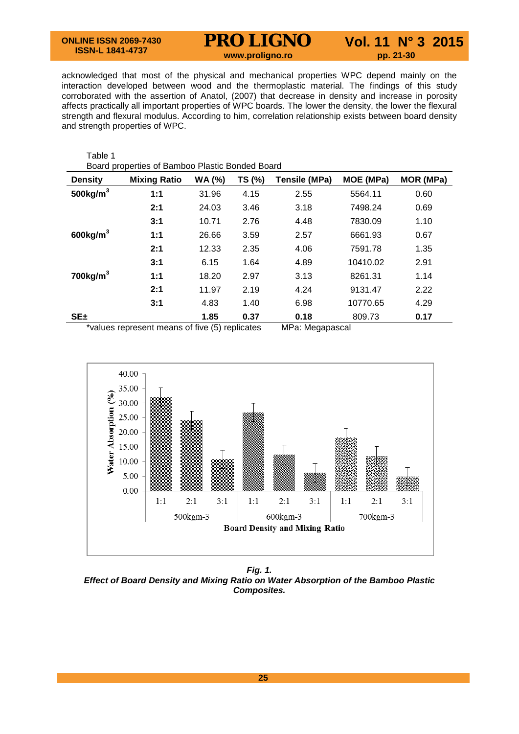acknowledged that most of the physical and mechanical properties WPC depend mainly on the interaction developed between wood and the thermoplastic material. The findings of this study corroborated with the assertion of Anatol, (2007) that decrease in density and increase in porosity affects practically all important properties of WPC boards. The lower the density, the lower the flexural strength and flexural modulus. According to him, correlation relationship exists between board density and strength properties of WPC.

Table 1
Board properties of Bamboo Plastic Bonded Board

| Density | Mixing Ratio | WA (%) | TS (%) | Tensile (MPa) | MOE (MPa) | MOR (MPa) |
|---|---|---|---|---|---|---|
| **500kg/m$^3$** | **1:1** | 31.96 | 4.15 | 2.55 | 5564.11 | 0.60 |
| | **2:1** | 24.03 | 3.46 | 3.18 | 7498.24 | 0.69 |
| | **3:1** | 10.71 | 2.76 | 4.48 | 7830.09 | 1.10 |
| **600kg/m$^3$** | **1:1** | 26.66 | 3.59 | 2.57 | 6661.93 | 0.67 |
| | **2:1** | 12.33 | 2.35 | 4.06 | 7591.78 | 1.35 |
| | **3:1** | 6.15 | 1.64 | 4.89 | 10410.02 | 2.91 |
| **700kg/m$^3$** | **1:1** | 18.20 | 2.97 | 3.13 | 8261.31 | 1.14 |
| | **2:1** | 11.97 | 2.19 | 4.24 | 9131.47 | 2.22 |
| | **3:1** | 4.83 | 1.40 | 6.98 | 10770.65 | 4.29 |
| **SE±** | | **1.85** | **0.37** | **0.18** | 809.73 | **0.17** |

*values represent means of five (5) replicates MPa: Megapascal

***Fig. 1.***
***Effect of Board Density and Mixing Ratio on Water Absorption of the Bamboo Plastic Composites.***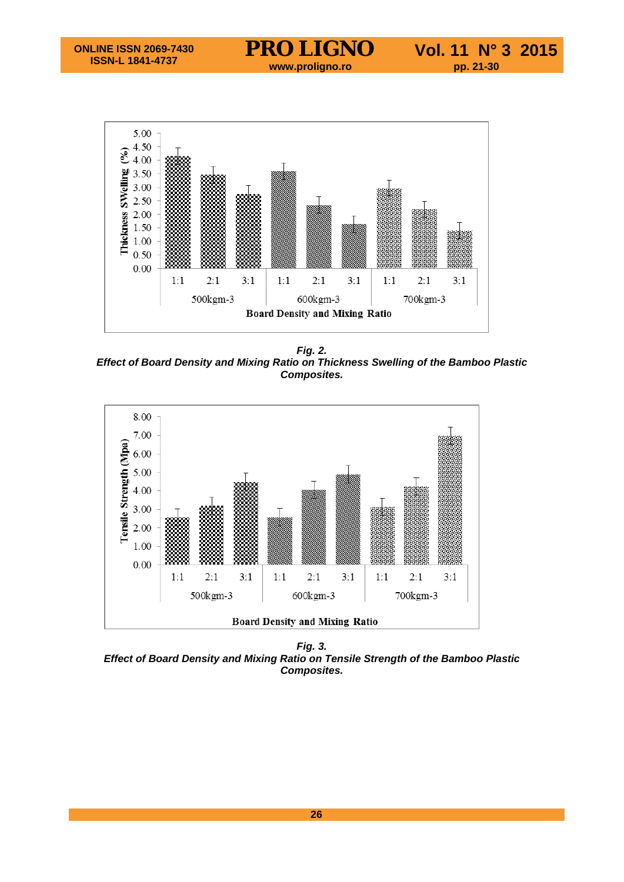*Fig. 2.*
***Effect of Board Density and Mixing Ratio on Thickness Swelling of the Bamboo Plastic Composites.***

*Fig. 3.*
***Effect of Board Density and Mixing Ratio on Tensile Strength of the Bamboo Plastic Composites.***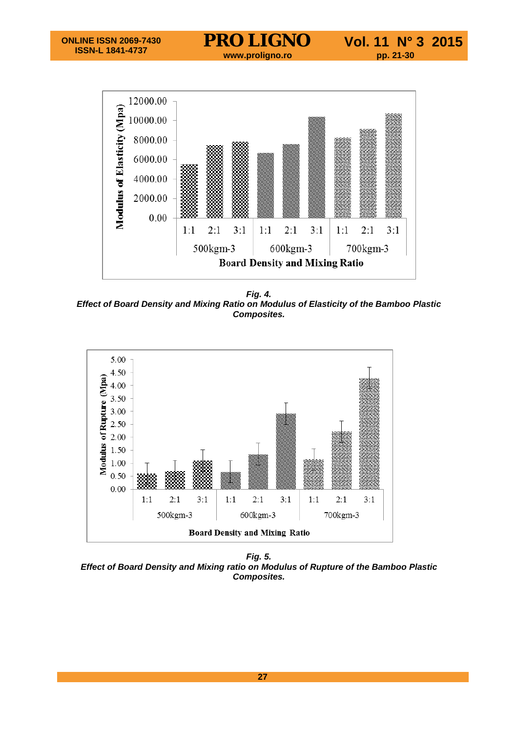*Fig. 4.*
*Effect of Board Density and Mixing Ratio on Modulus of Elasticity of the Bamboo Plastic Composites.*

*Fig. 5.*
*Effect of Board Density and Mixing ratio on Modulus of Rupture of the Bamboo Plastic Composites.*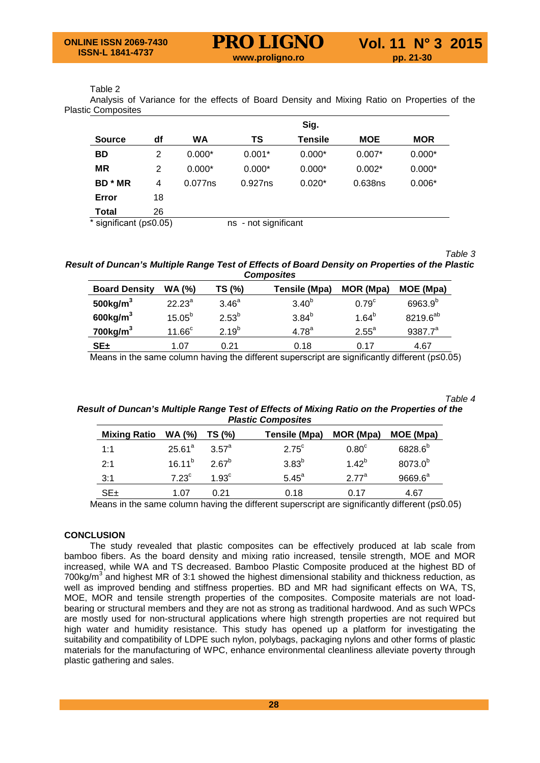Table 2

Analysis of Variance for the effects of Board Density and Mixing Ratio on Properties of the Plastic Composites

| | | Sig. | | | | |
|---|---|---|---|---|---|---|
| **Source** | **df** | **WA** | **TS** | **Tensile** | **MOE** | **MOR** |
| **BD** | 2 | 0.000* | 0.001* | 0.000* | 0.007* | 0.000* |
| **MR** | 2 | 0.000* | 0.000* | 0.000* | 0.002* | 0.000* |
| **BD * MR** | 4 | 0.077ns | 0.927ns | 0.020* | 0.638ns | 0.006* |
| **Error** | 18 | | | | | |
| **Total** | 26 | | | | | |

* significant ($p \leq 0.05$)　　ns - not significant

*Table 3*

***Result of Duncan's Multiple Range Test of Effects of Board Density on Properties of the Plastic Composites***

| Board Density | WA (%) | TS (%) | Tensile (Mpa) | MOR (Mpa) | MOE (Mpa) |
|---|---|---|---|---|---|
| **500kg/m$^3$** | $22.23^a$ | $3.46^a$ | $3.40^b$ | $0.79^c$ | $6963.9^b$ |
| **600kg/m$^3$** | $15.05^b$ | $2.53^b$ | $3.84^b$ | $1.64^b$ | $8219.6^{ab}$ |
| **700kg/m$^3$** | $11.66^c$ | $2.19^b$ | $4.78^a$ | $2.55^a$ | $9387.7^a$ |
| **SE±** | 1.07 | 0.21 | 0.18 | 0.17 | 4.67 |

Means in the same column having the different superscript are significantly different ($p \leq 0.05$)

*Table 4*

***Result of Duncan's Multiple Range Test of Effects of Mixing Ratio on the Properties of the Plastic Composites***

| Mixing Ratio | WA (%) | TS (%) | Tensile (Mpa) | MOR (Mpa) | MOE (Mpa) |
|---|---|---|---|---|---|
| 1:1 | $25.61^a$ | $3.57^a$ | $2.75^c$ | $0.80^c$ | $6828.6^b$ |
| 2:1 | $16.11^b$ | $2.67^b$ | $3.83^b$ | $1.42^b$ | $8073.0^b$ |
| 3:1 | $7.23^c$ | $1.93^c$ | $5.45^a$ | $2.77^a$ | $9669.6^a$ |
| SE± | 1.07 | 0.21 | 0.18 | 0.17 | 4.67 |

Means in the same column having the different superscript are significantly different ($p \leq 0.05$)

## CONCLUSION

The study revealed that plastic composites can be effectively produced at lab scale from bamboo fibers. As the board density and mixing ratio increased, tensile strength, MOE and MOR increased, while WA and TS decreased. Bamboo Plastic Composite produced at the highest BD of 700kg/m$^3$ and highest MR of 3:1 showed the highest dimensional stability and thickness reduction, as well as improved bending and stiffness properties. BD and MR had significant effects on WA, TS, MOE, MOR and tensile strength properties of the composites. Composite materials are not load-bearing or structural members and they are not as strong as traditional hardwood. And as such WPCs are mostly used for non-structural applications where high strength properties are not required but high water and humidity resistance. This study has opened up a platform for investigating the suitability and compatibility of LDPE such nylon, polybags, packaging nylons and other forms of plastic materials for the manufacturing of WPC, enhance environmental cleanliness alleviate poverty through plastic gathering and sales.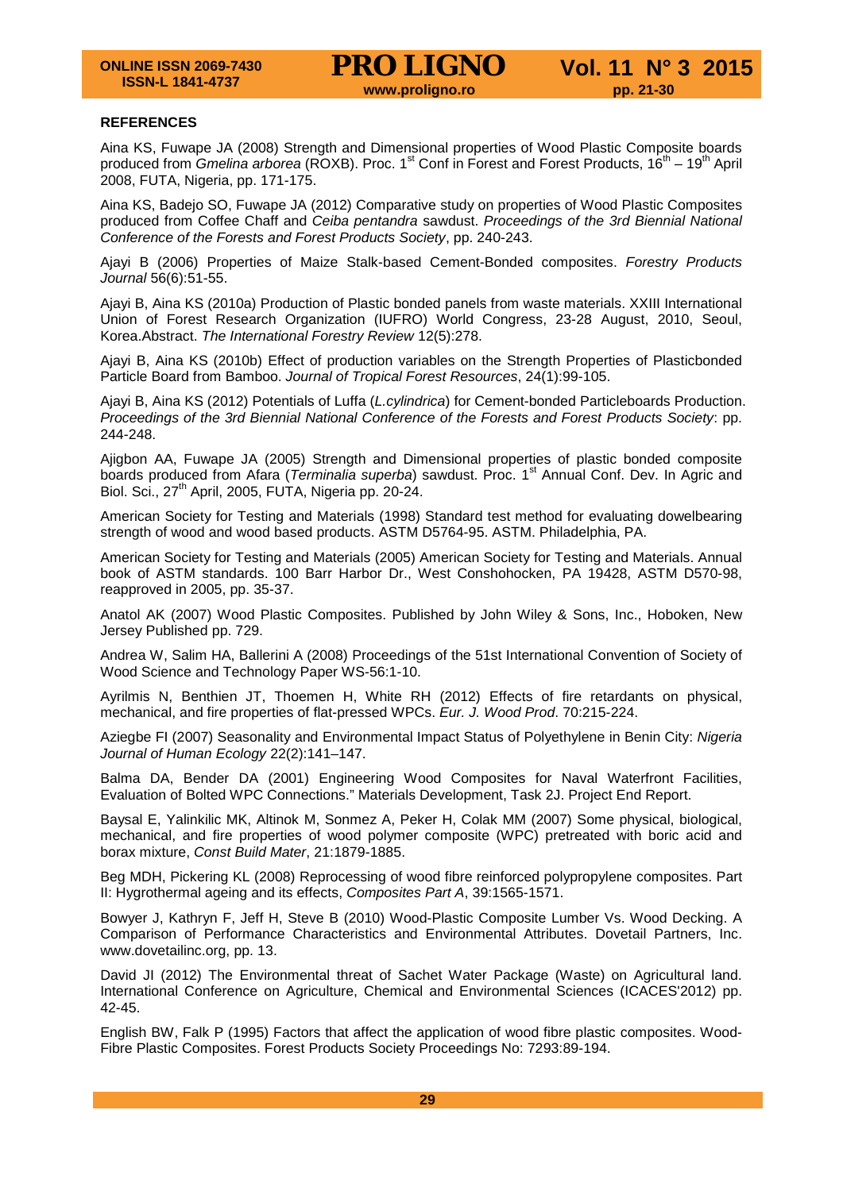## REFERENCES

Aina KS, Fuwape JA (2008) Strength and Dimensional properties of Wood Plastic Composite boards produced from *Gmelina arborea* (ROXB). Proc. 1st Conf in Forest and Forest Products, 16th – 19th April 2008, FUTA, Nigeria, pp. 171-175.

Aina KS, Badejo SO, Fuwape JA (2012) Comparative study on properties of Wood Plastic Composites produced from Coffee Chaff and *Ceiba pentandra* sawdust. *Proceedings of the 3rd Biennial National Conference of the Forests and Forest Products Society*, pp. 240-243.

Ajayi B (2006) Properties of Maize Stalk-based Cement-Bonded composites. *Forestry Products Journal* 56(6):51-55.

Ajayi B, Aina KS (2010a) Production of Plastic bonded panels from waste materials. XXIII International Union of Forest Research Organization (IUFRO) World Congress, 23-28 August, 2010, Seoul, Korea.Abstract. *The International Forestry Review* 12(5):278.

Ajayi B, Aina KS (2010b) Effect of production variables on the Strength Properties of Plasticbonded Particle Board from Bamboo. *Journal of Tropical Forest Resources*, 24(1):99-105.

Ajayi B, Aina KS (2012) Potentials of Luffa (*L.cylindrica*) for Cement-bonded Particleboards Production. *Proceedings of the 3rd Biennial National Conference of the Forests and Forest Products Society*: pp. 244-248.

Ajigbon AA, Fuwape JA (2005) Strength and Dimensional properties of plastic bonded composite boards produced from Afara (*Terminalia superba*) sawdust. Proc. 1st Annual Conf. Dev. In Agric and Biol. Sci., 27th April, 2005, FUTA, Nigeria pp. 20-24.

American Society for Testing and Materials (1998) Standard test method for evaluating dowelbearing strength of wood and wood based products. ASTM D5764-95. ASTM. Philadelphia, PA.

American Society for Testing and Materials (2005) American Society for Testing and Materials. Annual book of ASTM standards. 100 Barr Harbor Dr., West Conshohocken, PA 19428, ASTM D570-98, reapproved in 2005, pp. 35-37.

Anatol AK (2007) Wood Plastic Composites. Published by John Wiley & Sons, Inc., Hoboken, New Jersey Published pp. 729.

Andrea W, Salim HA, Ballerini A (2008) Proceedings of the 51st International Convention of Society of Wood Science and Technology Paper WS-56:1-10.

Ayrilmis N, Benthien JT, Thoemen H, White RH (2012) Effects of fire retardants on physical, mechanical, and fire properties of flat-pressed WPCs. *Eur. J. Wood Prod*. 70:215-224.

Aziegbe FI (2007) Seasonality and Environmental Impact Status of Polyethylene in Benin City: *Nigeria Journal of Human Ecology* 22(2):141–147.

Balma DA, Bender DA (2001) Engineering Wood Composites for Naval Waterfront Facilities, Evaluation of Bolted WPC Connections." Materials Development, Task 2J. Project End Report.

Baysal E, Yalinkilic MK, Altinok M, Sonmez A, Peker H, Colak MM (2007) Some physical, biological, mechanical, and fire properties of wood polymer composite (WPC) pretreated with boric acid and borax mixture, *Const Build Mater*, 21:1879-1885.

Beg MDH, Pickering KL (2008) Reprocessing of wood fibre reinforced polypropylene composites. Part II: Hygrothermal ageing and its effects, *Composites Part A*, 39:1565-1571.

Bowyer J, Kathryn F, Jeff H, Steve B (2010) Wood-Plastic Composite Lumber Vs. Wood Decking. A Comparison of Performance Characteristics and Environmental Attributes. Dovetail Partners, Inc. www.dovetailinc.org, pp. 13.

David JI (2012) The Environmental threat of Sachet Water Package (Waste) on Agricultural land. International Conference on Agriculture, Chemical and Environmental Sciences (ICACES'2012) pp. 42-45.

English BW, Falk P (1995) Factors that affect the application of wood fibre plastic composites. Wood-Fibre Plastic Composites. Forest Products Society Proceedings No: 7293:89-194.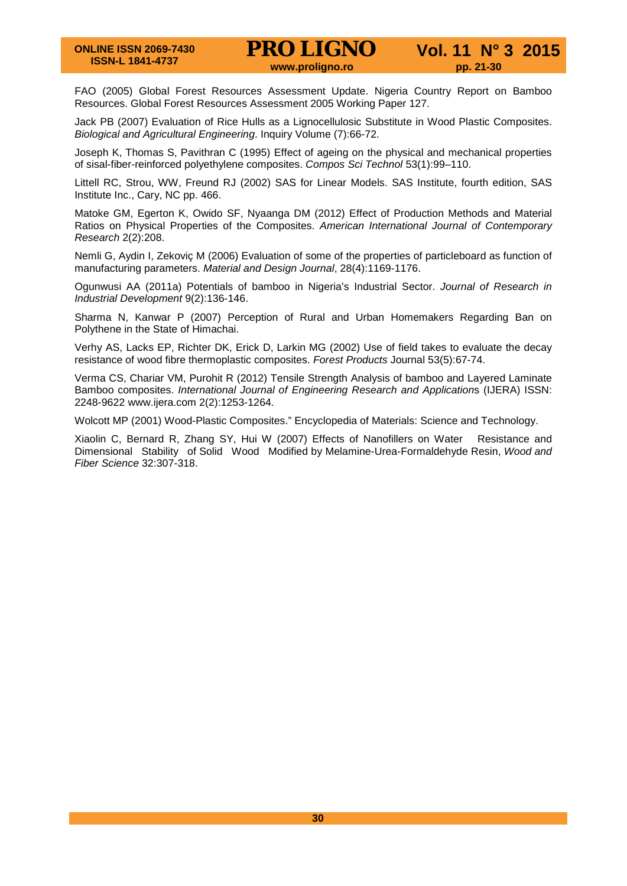FAO (2005) Global Forest Resources Assessment Update. Nigeria Country Report on Bamboo Resources. Global Forest Resources Assessment 2005 Working Paper 127.

Jack PB (2007) Evaluation of Rice Hulls as a Lignocellulosic Substitute in Wood Plastic Composites. *Biological and Agricultural Engineering*. Inquiry Volume (7):66-72.

Joseph K, Thomas S, Pavithran C (1995) Effect of ageing on the physical and mechanical properties of sisal-fiber-reinforced polyethylene composites. *Compos Sci Technol* 53(1):99–110.

Littell RC, Strou, WW, Freund RJ (2002) SAS for Linear Models. SAS Institute, fourth edition, SAS Institute Inc., Cary, NC pp. 466.

Matoke GM, Egerton K, Owido SF, Nyaanga DM (2012) Effect of Production Methods and Material Ratios on Physical Properties of the Composites. *American International Journal of Contemporary Research* 2(2):208.

Nemli G, Aydin I, Zekoviç M (2006) Evaluation of some of the properties of particleboard as function of manufacturing parameters. *Material and Design Journal*, 28(4):1169-1176.

Ogunwusi AA (2011a) Potentials of bamboo in Nigeria's Industrial Sector. *Journal of Research in Industrial Development* 9(2):136-146.

Sharma N, Kanwar P (2007) Perception of Rural and Urban Homemakers Regarding Ban on Polythene in the State of Himachai.

Verhy AS, Lacks EP, Richter DK, Erick D, Larkin MG (2002) Use of field takes to evaluate the decay resistance of wood fibre thermoplastic composites. *Forest Products* Journal 53(5):67-74.

Verma CS, Chariar VM, Purohit R (2012) Tensile Strength Analysis of bamboo and Layered Laminate Bamboo composites. *International Journal of Engineering Research and Application*s (IJERA) ISSN: 2248-9622 www.ijera.com 2(2):1253-1264.

Wolcott MP (2001) Wood-Plastic Composites." Encyclopedia of Materials: Science and Technology.

Xiaolin C, Bernard R, Zhang SY, Hui W (2007) Effects of Nanofillers on Water Resistance and Dimensional Stability of Solid Wood Modified by Melamine-Urea-Formaldehyde Resin, *Wood and Fiber Science* 32:307-318.